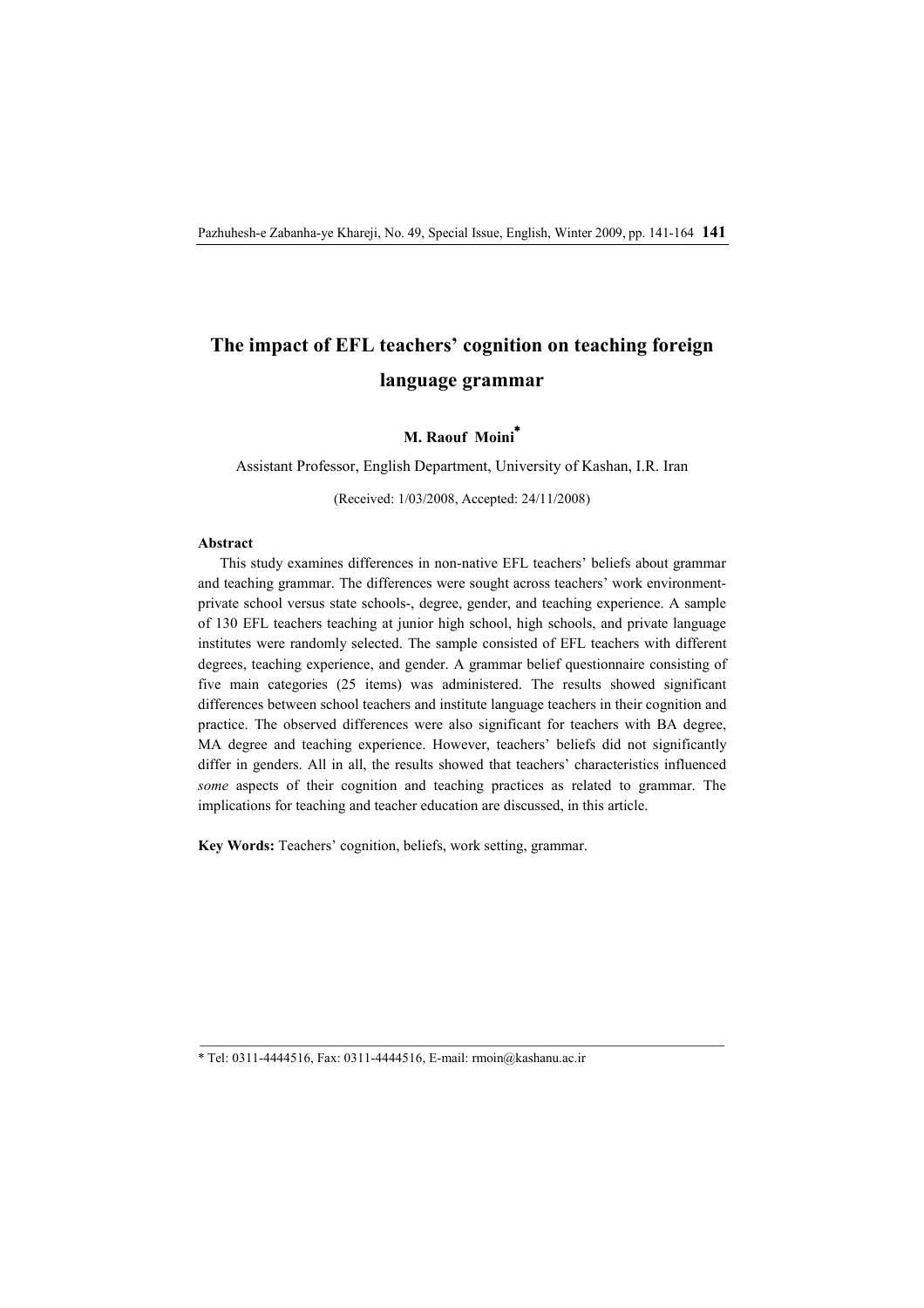# The impact of EFL teachers' cognition on teaching foreign language grammar

**M. Raouf Moini***

Assistant Professor, English Department, University of Kashan, I.R. Iran

(Received: 1/03/2008, Accepted: 24/11/2008)

**Abstract**

This study examines differences in non-native EFL teachers' beliefs about grammar and teaching grammar. The differences were sought across teachers' work environment-private school versus state schools-, degree, gender, and teaching experience. A sample of 130 EFL teachers teaching at junior high school, high schools, and private language institutes were randomly selected. The sample consisted of EFL teachers with different degrees, teaching experience, and gender. A grammar belief questionnaire consisting of five main categories (25 items) was administered. The results showed significant differences between school teachers and institute language teachers in their cognition and practice. The observed differences were also significant for teachers with BA degree, MA degree and teaching experience. However, teachers' beliefs did not significantly differ in genders. All in all, the results showed that teachers' characteristics influenced *some* aspects of their cognition and teaching practices as related to grammar. The implications for teaching and teacher education are discussed, in this article.

**Key Words:** Teachers' cognition, beliefs, work setting, grammar.

---

* Tel: 0311-4444516, Fax: 0311-4444516, E-mail: rmoin@kashanu.ac.ir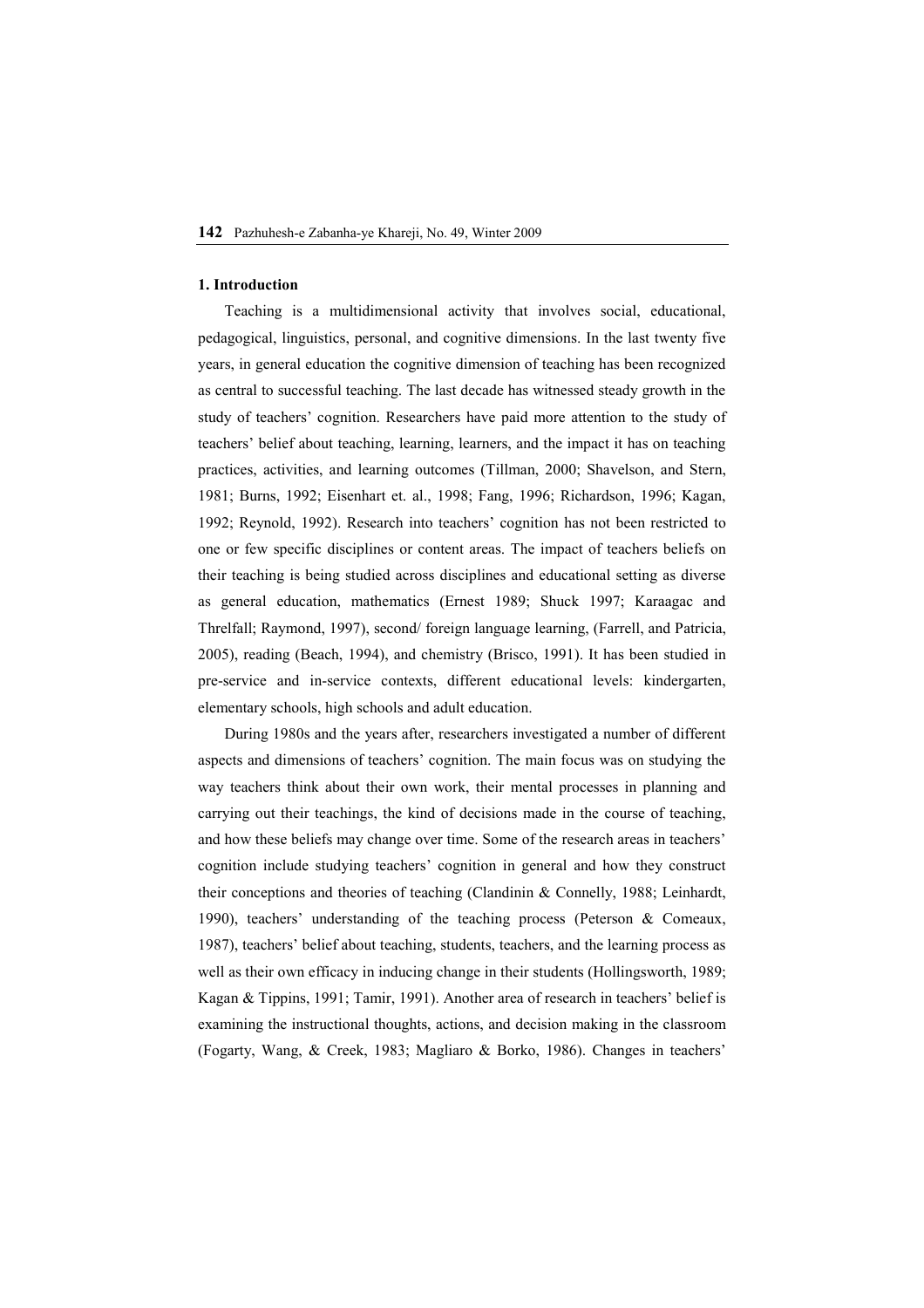## 1. Introduction

Teaching is a multidimensional activity that involves social, educational, pedagogical, linguistics, personal, and cognitive dimensions. In the last twenty five years, in general education the cognitive dimension of teaching has been recognized as central to successful teaching. The last decade has witnessed steady growth in the study of teachers' cognition. Researchers have paid more attention to the study of teachers' belief about teaching, learning, learners, and the impact it has on teaching practices, activities, and learning outcomes (Tillman, 2000; Shavelson, and Stern, 1981; Burns, 1992; Eisenhart et. al., 1998; Fang, 1996; Richardson, 1996; Kagan, 1992; Reynold, 1992). Research into teachers' cognition has not been restricted to one or few specific disciplines or content areas. The impact of teachers beliefs on their teaching is being studied across disciplines and educational setting as diverse as general education, mathematics (Ernest 1989; Shuck 1997; Karaagac and Threlfall; Raymond, 1997), second/ foreign language learning, (Farrell, and Patricia, 2005), reading (Beach, 1994), and chemistry (Brisco, 1991). It has been studied in pre-service and in-service contexts, different educational levels: kindergarten, elementary schools, high schools and adult education.

During 1980s and the years after, researchers investigated a number of different aspects and dimensions of teachers' cognition. The main focus was on studying the way teachers think about their own work, their mental processes in planning and carrying out their teachings, the kind of decisions made in the course of teaching, and how these beliefs may change over time. Some of the research areas in teachers' cognition include studying teachers' cognition in general and how they construct their conceptions and theories of teaching (Clandinin & Connelly, 1988; Leinhardt, 1990), teachers' understanding of the teaching process (Peterson & Comeaux, 1987), teachers' belief about teaching, students, teachers, and the learning process as well as their own efficacy in inducing change in their students (Hollingsworth, 1989; Kagan & Tippins, 1991; Tamir, 1991). Another area of research in teachers' belief is examining the instructional thoughts, actions, and decision making in the classroom (Fogarty, Wang, & Creek, 1983; Magliaro & Borko, 1986). Changes in teachers'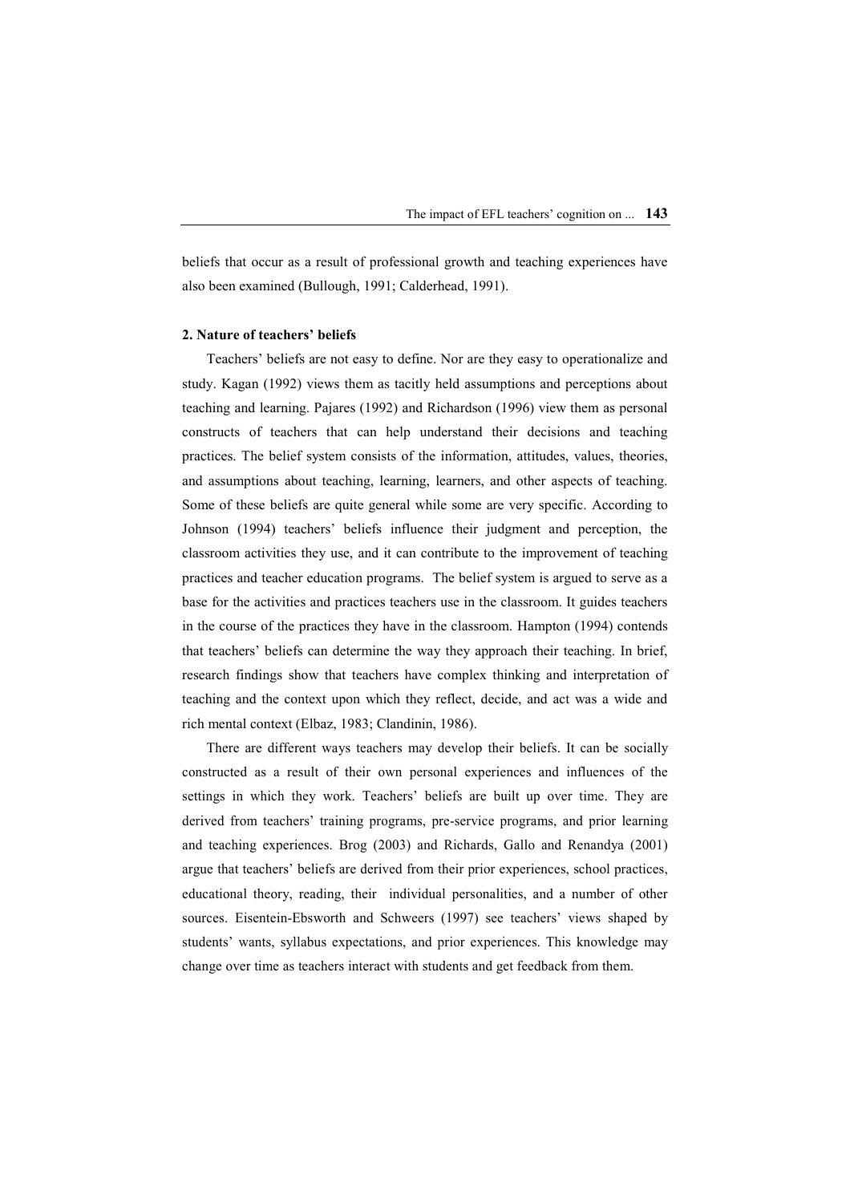beliefs that occur as a result of professional growth and teaching experiences have also been examined (Bullough, 1991; Calderhead, 1991).

## 2. Nature of teachers' beliefs

Teachers' beliefs are not easy to define. Nor are they easy to operationalize and study. Kagan (1992) views them as tacitly held assumptions and perceptions about teaching and learning. Pajares (1992) and Richardson (1996) view them as personal constructs of teachers that can help understand their decisions and teaching practices. The belief system consists of the information, attitudes, values, theories, and assumptions about teaching, learning, learners, and other aspects of teaching. Some of these beliefs are quite general while some are very specific. According to Johnson (1994) teachers' beliefs influence their judgment and perception, the classroom activities they use, and it can contribute to the improvement of teaching practices and teacher education programs. The belief system is argued to serve as a base for the activities and practices teachers use in the classroom. It guides teachers in the course of the practices they have in the classroom. Hampton (1994) contends that teachers' beliefs can determine the way they approach their teaching. In brief, research findings show that teachers have complex thinking and interpretation of teaching and the context upon which they reflect, decide, and act was a wide and rich mental context (Elbaz, 1983; Clandinin, 1986).

There are different ways teachers may develop their beliefs. It can be socially constructed as a result of their own personal experiences and influences of the settings in which they work. Teachers' beliefs are built up over time. They are derived from teachers' training programs, pre-service programs, and prior learning and teaching experiences. Brog (2003) and Richards, Gallo and Renandya (2001) argue that teachers' beliefs are derived from their prior experiences, school practices, educational theory, reading, their individual personalities, and a number of other sources. Eisentein-Ebsworth and Schweers (1997) see teachers' views shaped by students' wants, syllabus expectations, and prior experiences. This knowledge may change over time as teachers interact with students and get feedback from them.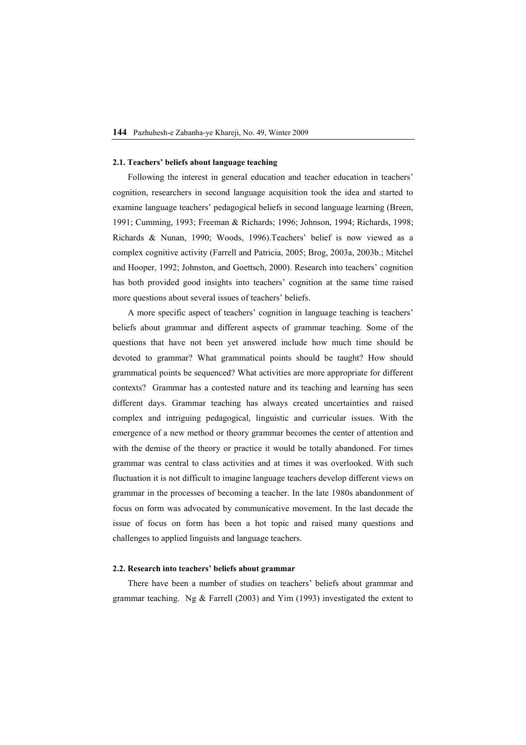### 2.1. Teachers' beliefs about language teaching

Following the interest in general education and teacher education in teachers' cognition, researchers in second language acquisition took the idea and started to examine language teachers' pedagogical beliefs in second language learning (Breen, 1991; Cumming, 1993; Freeman & Richards; 1996; Johnson, 1994; Richards, 1998; Richards & Nunan, 1990; Woods, 1996).Teachers' belief is now viewed as a complex cognitive activity (Farrell and Patricia, 2005; Brog, 2003a, 2003b.; Mitchel and Hooper, 1992; Johnston, and Goettsch, 2000). Research into teachers' cognition has both provided good insights into teachers' cognition at the same time raised more questions about several issues of teachers' beliefs.

A more specific aspect of teachers' cognition in language teaching is teachers' beliefs about grammar and different aspects of grammar teaching. Some of the questions that have not been yet answered include how much time should be devoted to grammar? What grammatical points should be taught? How should grammatical points be sequenced? What activities are more appropriate for different contexts? Grammar has a contested nature and its teaching and learning has seen different days. Grammar teaching has always created uncertainties and raised complex and intriguing pedagogical, linguistic and curricular issues. With the emergence of a new method or theory grammar becomes the center of attention and with the demise of the theory or practice it would be totally abandoned. For times grammar was central to class activities and at times it was overlooked. With such fluctuation it is not difficult to imagine language teachers develop different views on grammar in the processes of becoming a teacher. In the late 1980s abandonment of focus on form was advocated by communicative movement. In the last decade the issue of focus on form has been a hot topic and raised many questions and challenges to applied linguists and language teachers.

### 2.2. Research into teachers' beliefs about grammar

There have been a number of studies on teachers' beliefs about grammar and grammar teaching. Ng & Farrell (2003) and Yim (1993) investigated the extent to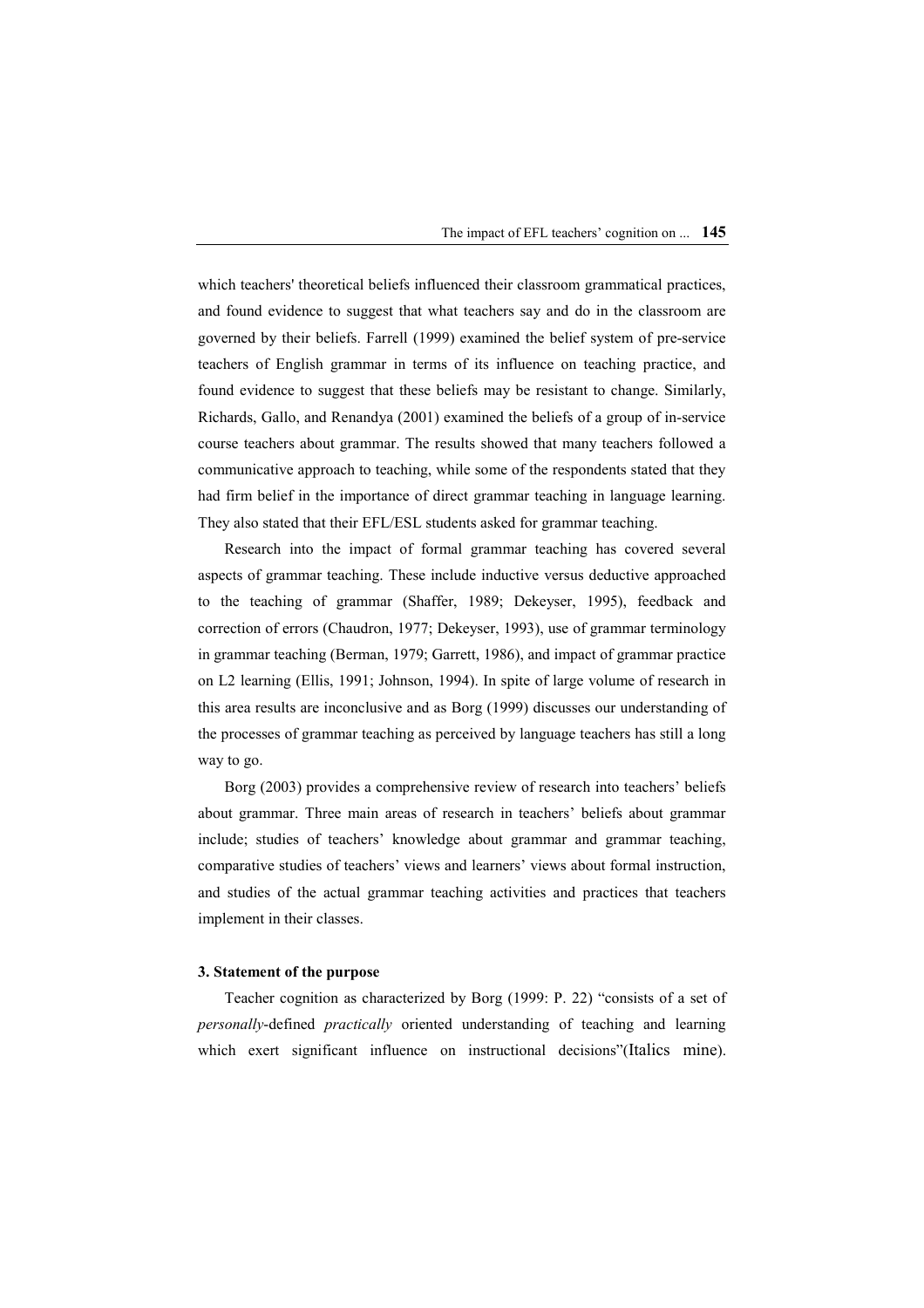which teachers' theoretical beliefs influenced their classroom grammatical practices, and found evidence to suggest that what teachers say and do in the classroom are governed by their beliefs. Farrell (1999) examined the belief system of pre-service teachers of English grammar in terms of its influence on teaching practice, and found evidence to suggest that these beliefs may be resistant to change. Similarly, Richards, Gallo, and Renandya (2001) examined the beliefs of a group of in-service course teachers about grammar. The results showed that many teachers followed a communicative approach to teaching, while some of the respondents stated that they had firm belief in the importance of direct grammar teaching in language learning. They also stated that their EFL/ESL students asked for grammar teaching.

Research into the impact of formal grammar teaching has covered several aspects of grammar teaching. These include inductive versus deductive approached to the teaching of grammar (Shaffer, 1989; Dekeyser, 1995), feedback and correction of errors (Chaudron, 1977; Dekeyser, 1993), use of grammar terminology in grammar teaching (Berman, 1979; Garrett, 1986), and impact of grammar practice on L2 learning (Ellis, 1991; Johnson, 1994). In spite of large volume of research in this area results are inconclusive and as Borg (1999) discusses our understanding of the processes of grammar teaching as perceived by language teachers has still a long way to go.

Borg (2003) provides a comprehensive review of research into teachers' beliefs about grammar. Three main areas of research in teachers' beliefs about grammar include; studies of teachers' knowledge about grammar and grammar teaching, comparative studies of teachers' views and learners' views about formal instruction, and studies of the actual grammar teaching activities and practices that teachers implement in their classes.

### 3. Statement of the purpose

Teacher cognition as characterized by Borg (1999: P. 22) "consists of a set of *personally*-defined *practically* oriented understanding of teaching and learning which exert significant influence on instructional decisions"(Italics mine).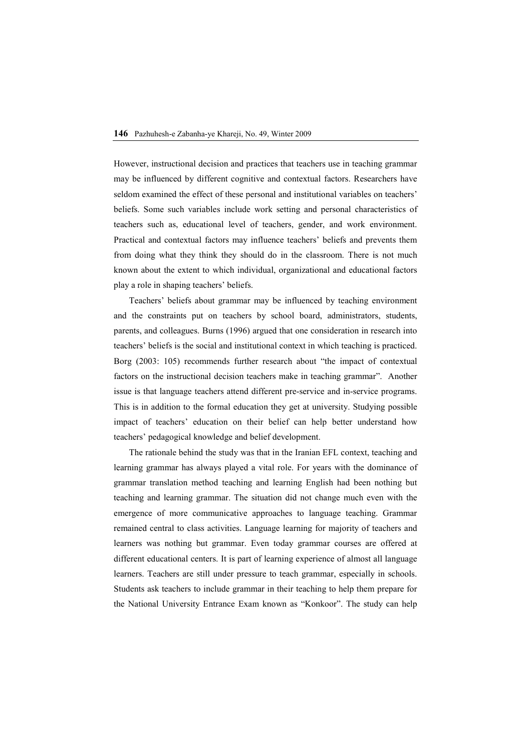However, instructional decision and practices that teachers use in teaching grammar may be influenced by different cognitive and contextual factors. Researchers have seldom examined the effect of these personal and institutional variables on teachers' beliefs. Some such variables include work setting and personal characteristics of teachers such as, educational level of teachers, gender, and work environment. Practical and contextual factors may influence teachers' beliefs and prevents them from doing what they think they should do in the classroom. There is not much known about the extent to which individual, organizational and educational factors play a role in shaping teachers' beliefs.

Teachers' beliefs about grammar may be influenced by teaching environment and the constraints put on teachers by school board, administrators, students, parents, and colleagues. Burns (1996) argued that one consideration in research into teachers' beliefs is the social and institutional context in which teaching is practiced. Borg (2003: 105) recommends further research about "the impact of contextual factors on the instructional decision teachers make in teaching grammar". Another issue is that language teachers attend different pre-service and in-service programs. This is in addition to the formal education they get at university. Studying possible impact of teachers' education on their belief can help better understand how teachers' pedagogical knowledge and belief development.

The rationale behind the study was that in the Iranian EFL context, teaching and learning grammar has always played a vital role. For years with the dominance of grammar translation method teaching and learning English had been nothing but teaching and learning grammar. The situation did not change much even with the emergence of more communicative approaches to language teaching. Grammar remained central to class activities. Language learning for majority of teachers and learners was nothing but grammar. Even today grammar courses are offered at different educational centers. It is part of learning experience of almost all language learners. Teachers are still under pressure to teach grammar, especially in schools. Students ask teachers to include grammar in their teaching to help them prepare for the National University Entrance Exam known as "Konkoor". The study can help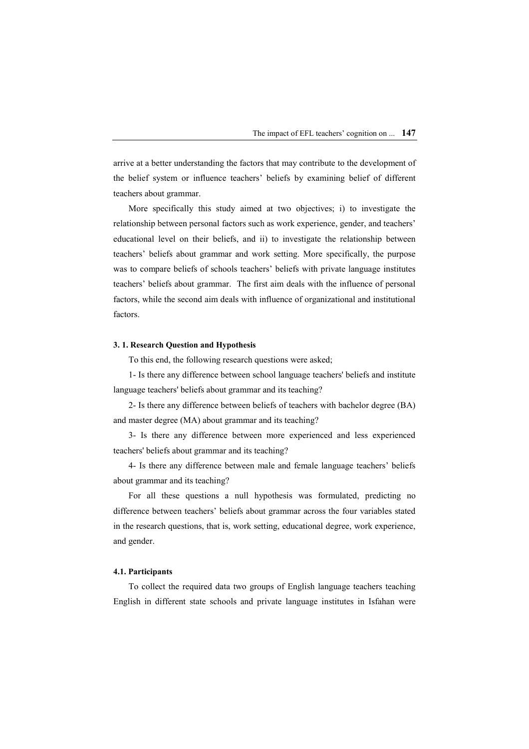arrive at a better understanding the factors that may contribute to the development of the belief system or influence teachers' beliefs by examining belief of different teachers about grammar.

More specifically this study aimed at two objectives; i) to investigate the relationship between personal factors such as work experience, gender, and teachers' educational level on their beliefs, and ii) to investigate the relationship between teachers' beliefs about grammar and work setting. More specifically, the purpose was to compare beliefs of schools teachers' beliefs with private language institutes teachers' beliefs about grammar. The first aim deals with the influence of personal factors, while the second aim deals with influence of organizational and institutional factors.

#### 3. 1. Research Question and Hypothesis

To this end, the following research questions were asked;

1- Is there any difference between school language teachers' beliefs and institute language teachers' beliefs about grammar and its teaching?

2- Is there any difference between beliefs of teachers with bachelor degree (BA) and master degree (MA) about grammar and its teaching?

3- Is there any difference between more experienced and less experienced teachers' beliefs about grammar and its teaching?

4- Is there any difference between male and female language teachers' beliefs about grammar and its teaching?

For all these questions a null hypothesis was formulated, predicting no difference between teachers' beliefs about grammar across the four variables stated in the research questions, that is, work setting, educational degree, work experience, and gender.

#### 4.1. Participants

To collect the required data two groups of English language teachers teaching English in different state schools and private language institutes in Isfahan were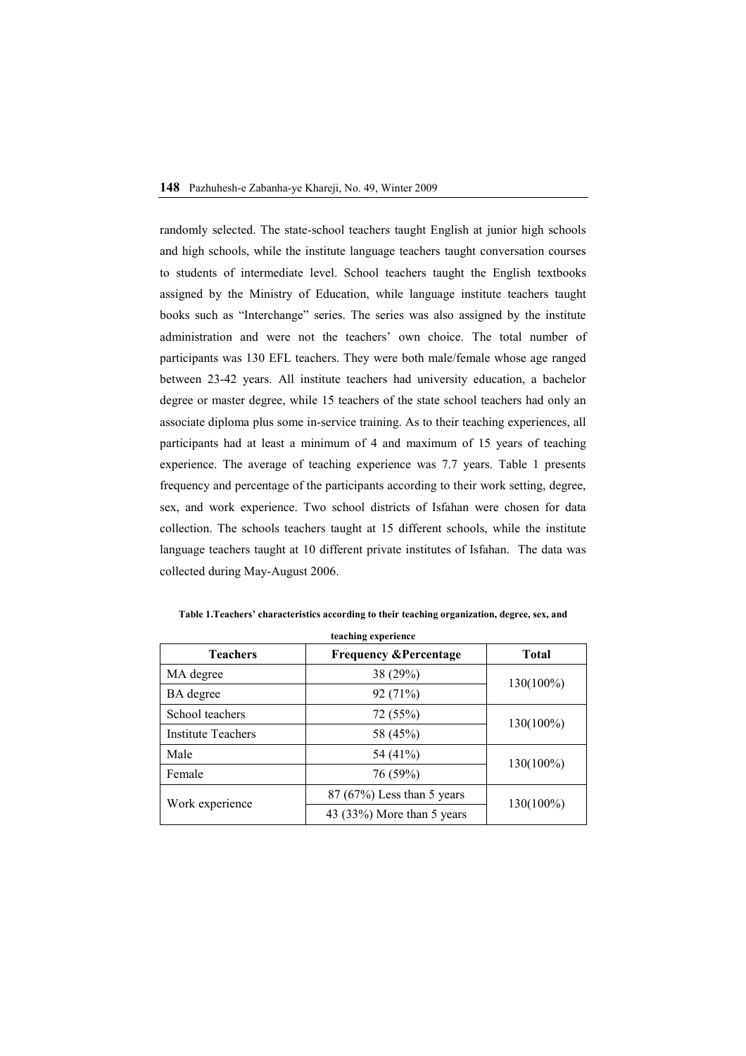randomly selected. The state-school teachers taught English at junior high schools and high schools, while the institute language teachers taught conversation courses to students of intermediate level. School teachers taught the English textbooks assigned by the Ministry of Education, while language institute teachers taught books such as "Interchange" series. The series was also assigned by the institute administration and were not the teachers' own choice. The total number of participants was 130 EFL teachers. They were both male/female whose age ranged between 23-42 years. All institute teachers had university education, a bachelor degree or master degree, while 15 teachers of the state school teachers had only an associate diploma plus some in-service training. As to their teaching experiences, all participants had at least a minimum of 4 and maximum of 15 years of teaching experience. The average of teaching experience was 7.7 years. Table 1 presents frequency and percentage of the participants according to their work setting, degree, sex, and work experience. Two school districts of Isfahan were chosen for data collection. The schools teachers taught at 15 different schools, while the institute language teachers taught at 10 different private institutes of Isfahan. The data was collected during May-August 2006.

**Table 1.Teachers' characteristics according to their teaching organization, degree, sex, and teaching experience**

| Teachers | Frequency &Percentage | Total |
|---|---|---|
| MA degree | 38 (29%) | 130(100%) |
| BA degree | 92 (71%) | |
| School teachers | 72 (55%) | 130(100%) |
| Institute Teachers | 58 (45%) | |
| Male | 54 (41%) | 130(100%) |
| Female | 76 (59%) | |
| Work experience | 87 (67%) Less than 5 years | 130(100%) |
| | 43 (33%) More than 5 years | |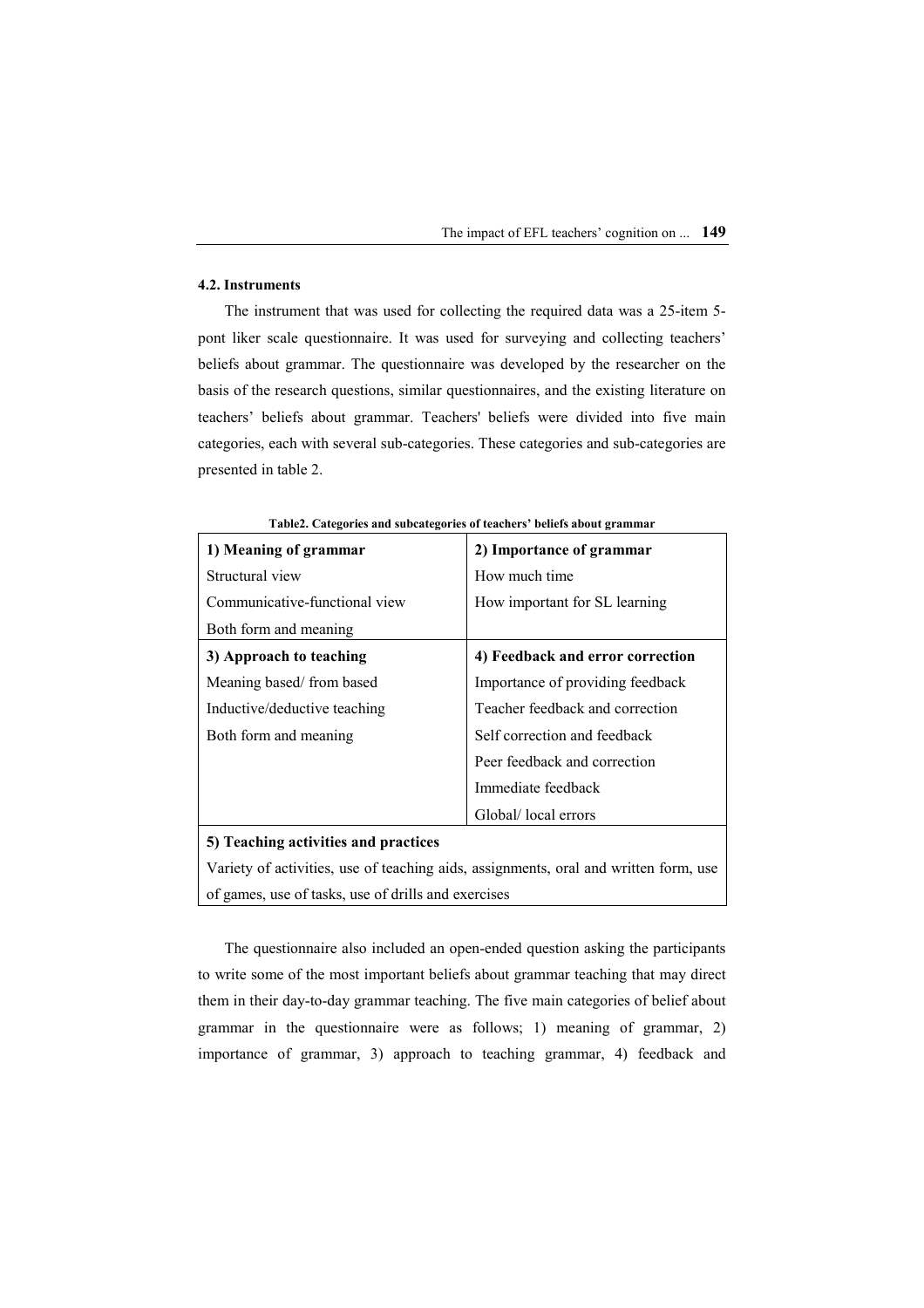#### 4.2. Instruments

The instrument that was used for collecting the required data was a 25-item 5-pont liker scale questionnaire. It was used for surveying and collecting teachers' beliefs about grammar. The questionnaire was developed by the researcher on the basis of the research questions, similar questionnaires, and the existing literature on teachers' beliefs about grammar. Teachers' beliefs were divided into five main categories, each with several sub-categories. These categories and sub-categories are presented in table 2.

**Table2. Categories and subcategories of teachers' beliefs about grammar**

| **1) Meaning of grammar** | **2) Importance of grammar** |
|---|---|
| Structural view | How much time |
| Communicative-functional view | How important for SL learning |
| Both form and meaning | |
| **3) Approach to teaching** | **4) Feedback and error correction** |
| Meaning based/ from based | Importance of providing feedback |
| Inductive/deductive teaching | Teacher feedback and correction |
| Both form and meaning | Self correction and feedback |
| | Peer feedback and correction |
| | Immediate feedback |
| | Global/ local errors |
| **5) Teaching activities and practices** | |
| Variety of activities, use of teaching aids, assignments, oral and written form, use of games, use of tasks, use of drills and exercises | |

The questionnaire also included an open-ended question asking the participants to write some of the most important beliefs about grammar teaching that may direct them in their day-to-day grammar teaching. The five main categories of belief about grammar in the questionnaire were as follows; 1) meaning of grammar, 2) importance of grammar, 3) approach to teaching grammar, 4) feedback and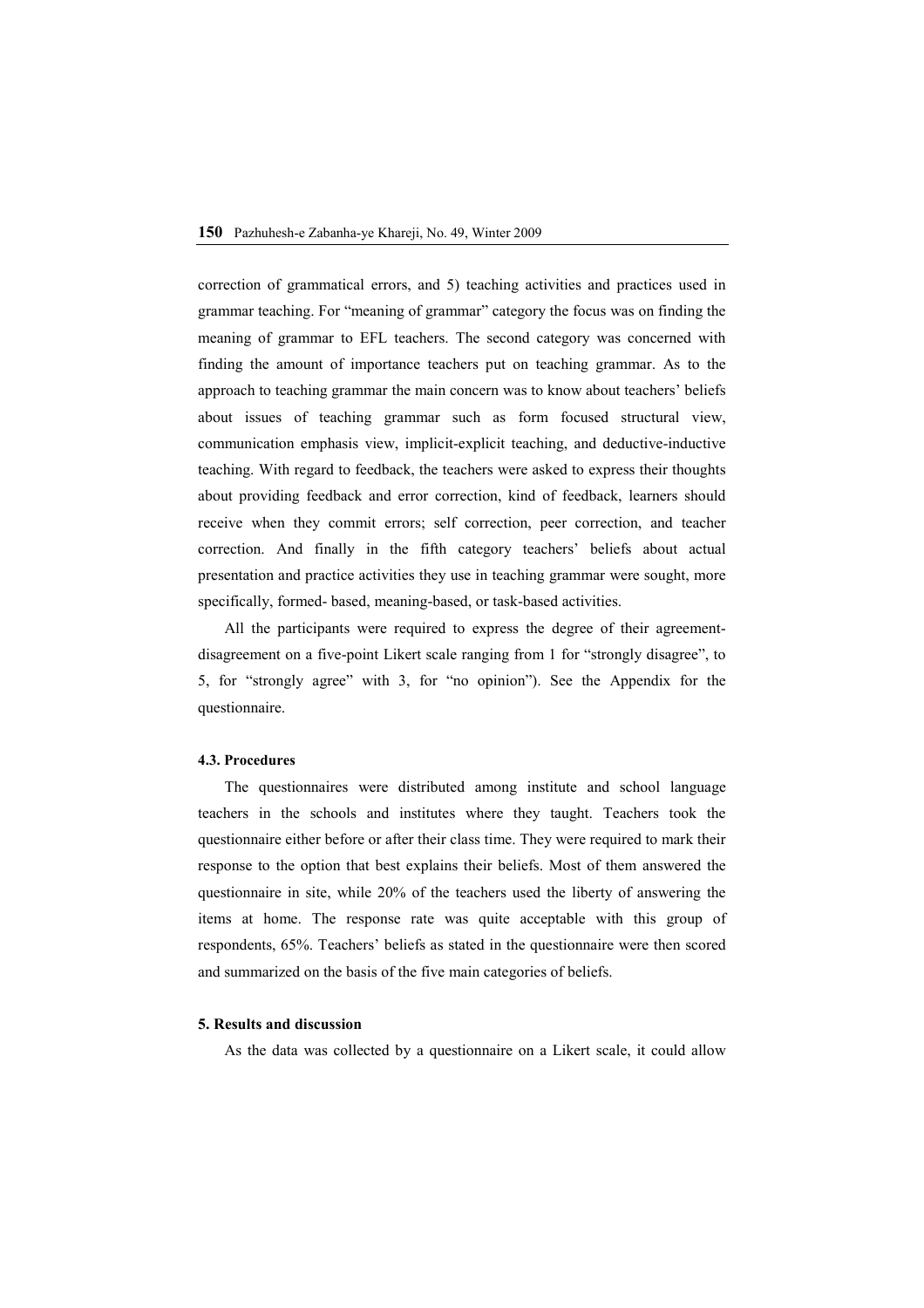correction of grammatical errors, and 5) teaching activities and practices used in grammar teaching. For "meaning of grammar" category the focus was on finding the meaning of grammar to EFL teachers. The second category was concerned with finding the amount of importance teachers put on teaching grammar. As to the approach to teaching grammar the main concern was to know about teachers' beliefs about issues of teaching grammar such as form focused structural view, communication emphasis view, implicit-explicit teaching, and deductive-inductive teaching. With regard to feedback, the teachers were asked to express their thoughts about providing feedback and error correction, kind of feedback, learners should receive when they commit errors; self correction, peer correction, and teacher correction. And finally in the fifth category teachers' beliefs about actual presentation and practice activities they use in teaching grammar were sought, more specifically, formed- based, meaning-based, or task-based activities.

All the participants were required to express the degree of their agreement-disagreement on a five-point Likert scale ranging from 1 for "strongly disagree", to 5, for "strongly agree" with 3, for "no opinion"). See the Appendix for the questionnaire.

#### 4.3. Procedures

The questionnaires were distributed among institute and school language teachers in the schools and institutes where they taught. Teachers took the questionnaire either before or after their class time. They were required to mark their response to the option that best explains their beliefs. Most of them answered the questionnaire in site, while 20% of the teachers used the liberty of answering the items at home. The response rate was quite acceptable with this group of respondents, 65%. Teachers' beliefs as stated in the questionnaire were then scored and summarized on the basis of the five main categories of beliefs.

### 5. Results and discussion

As the data was collected by a questionnaire on a Likert scale, it could allow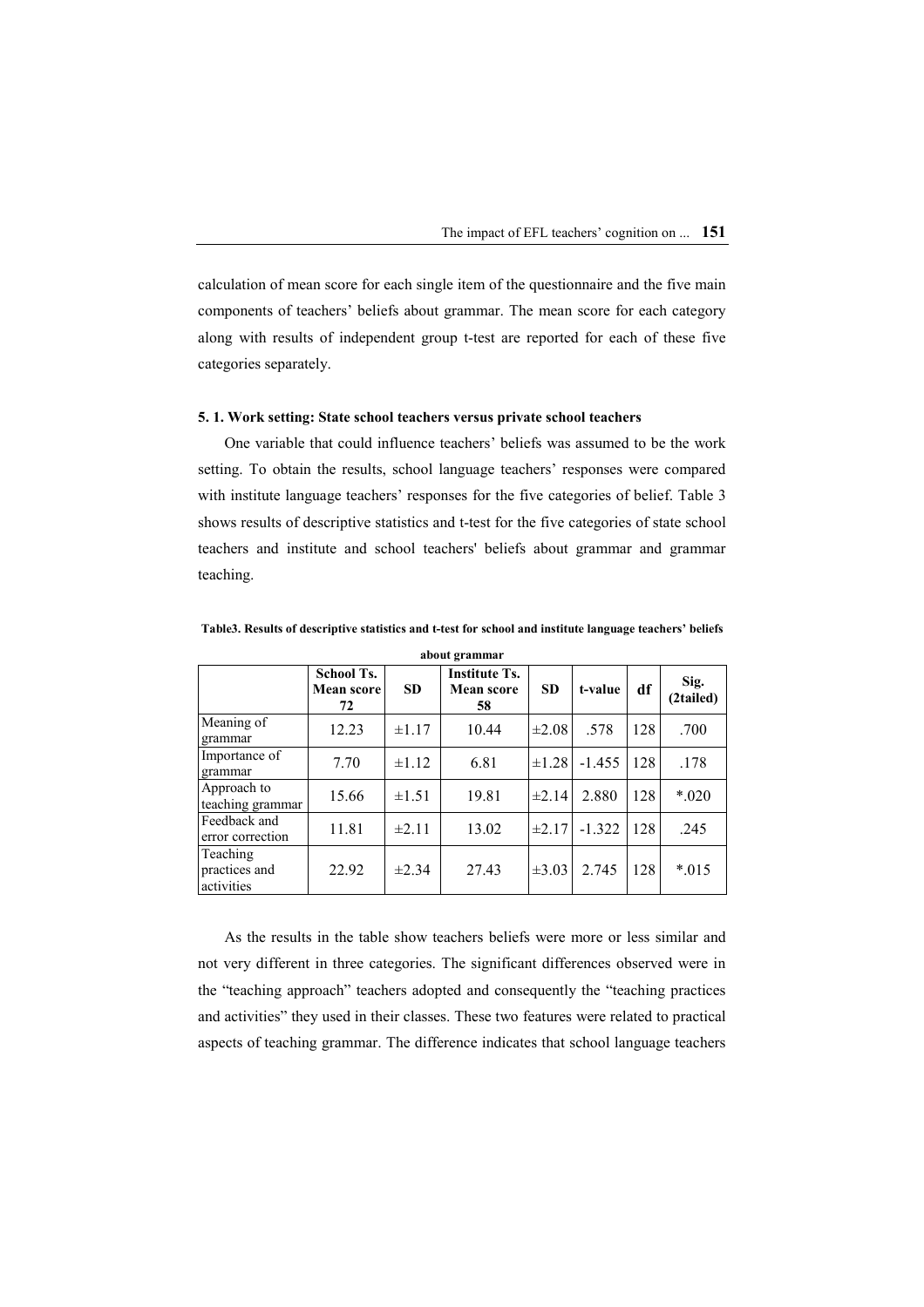calculation of mean score for each single item of the questionnaire and the five main components of teachers' beliefs about grammar. The mean score for each category along with results of independent group t-test are reported for each of these five categories separately.

#### 5. 1. Work setting: State school teachers versus private school teachers

One variable that could influence teachers' beliefs was assumed to be the work setting. To obtain the results, school language teachers' responses were compared with institute language teachers' responses for the five categories of belief. Table 3 shows results of descriptive statistics and t-test for the five categories of state school teachers and institute and school teachers' beliefs about grammar and grammar teaching.

**Table3. Results of descriptive statistics and t-test for school and institute language teachers' beliefs about grammar**

| | School Ts. Mean score 72 | SD | Institute Ts. Mean score 58 | SD | t-value | df | Sig. (2tailed) |
|---|---|---|---|---|---|---|---|
| Meaning of grammar | 12.23 | ±1.17 | 10.44 | ±2.08 | .578 | 128 | .700 |
| Importance of grammar | 7.70 | ±1.12 | 6.81 | ±1.28 | -1.455 | 128 | .178 |
| Approach to teaching grammar | 15.66 | ±1.51 | 19.81 | ±2.14 | 2.880 | 128 | *.020 |
| Feedback and error correction | 11.81 | ±2.11 | 13.02 | ±2.17 | -1.322 | 128 | .245 |
| Teaching practices and activities | 22.92 | ±2.34 | 27.43 | ±3.03 | 2.745 | 128 | *.015 |

As the results in the table show teachers beliefs were more or less similar and not very different in three categories. The significant differences observed were in the "teaching approach" teachers adopted and consequently the "teaching practices and activities" they used in their classes. These two features were related to practical aspects of teaching grammar. The difference indicates that school language teachers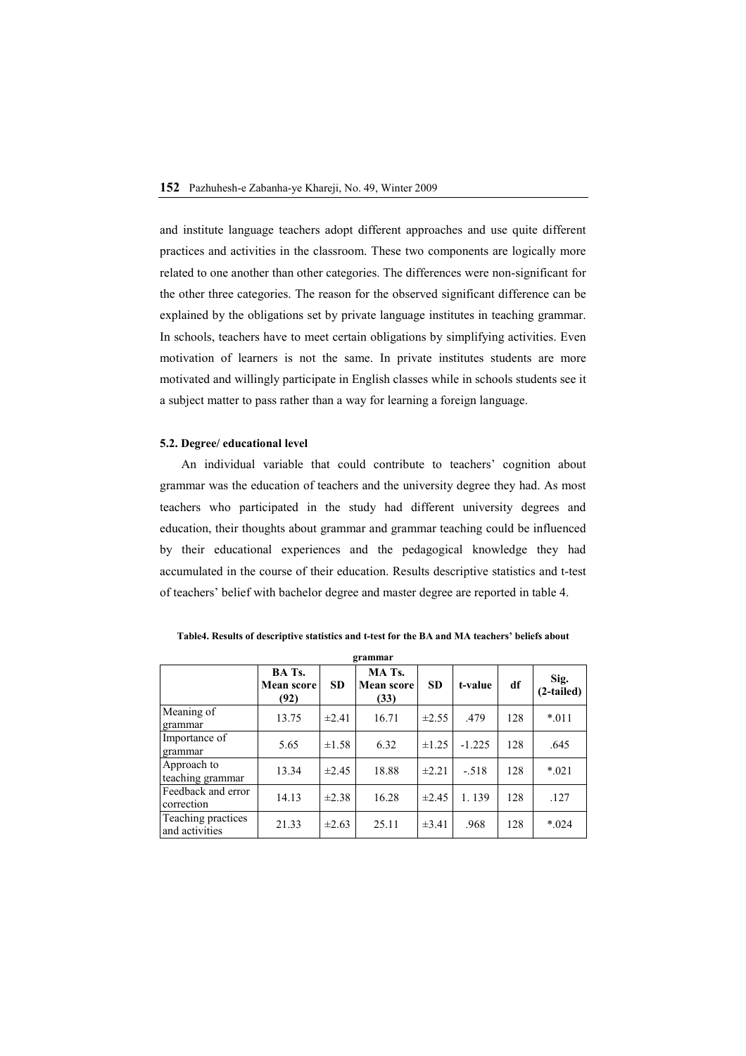and institute language teachers adopt different approaches and use quite different practices and activities in the classroom. These two components are logically more related to one another than other categories. The differences were non-significant for the other three categories. The reason for the observed significant difference can be explained by the obligations set by private language institutes in teaching grammar. In schools, teachers have to meet certain obligations by simplifying activities. Even motivation of learners is not the same. In private institutes students are more motivated and willingly participate in English classes while in schools students see it a subject matter to pass rather than a way for learning a foreign language.

#### 5.2. Degree/ educational level

An individual variable that could contribute to teachers' cognition about grammar was the education of teachers and the university degree they had. As most teachers who participated in the study had different university degrees and education, their thoughts about grammar and grammar teaching could be influenced by their educational experiences and the pedagogical knowledge they had accumulated in the course of their education. Results descriptive statistics and t-test of teachers' belief with bachelor degree and master degree are reported in table 4.

**Table4. Results of descriptive statistics and t-test for the BA and MA teachers' beliefs about grammar**

| | BA Ts. Mean score (92) | SD | MA Ts. Mean score (33) | SD | t-value | df | Sig. (2-tailed) |
|---|---|---|---|---|---|---|---|
| Meaning of grammar | 13.75 | ±2.41 | 16.71 | ±2.55 | .479 | 128 | *.011 |
| Importance of grammar | 5.65 | ±1.58 | 6.32 | ±1.25 | -1.225 | 128 | .645 |
| Approach to teaching grammar | 13.34 | ±2.45 | 18.88 | ±2.21 | -.518 | 128 | *.021 |
| Feedback and error correction | 14.13 | ±2.38 | 16.28 | ±2.45 | 1. 139 | 128 | .127 |
| Teaching practices and activities | 21.33 | ±2.63 | 25.11 | ±3.41 | .968 | 128 | *.024 |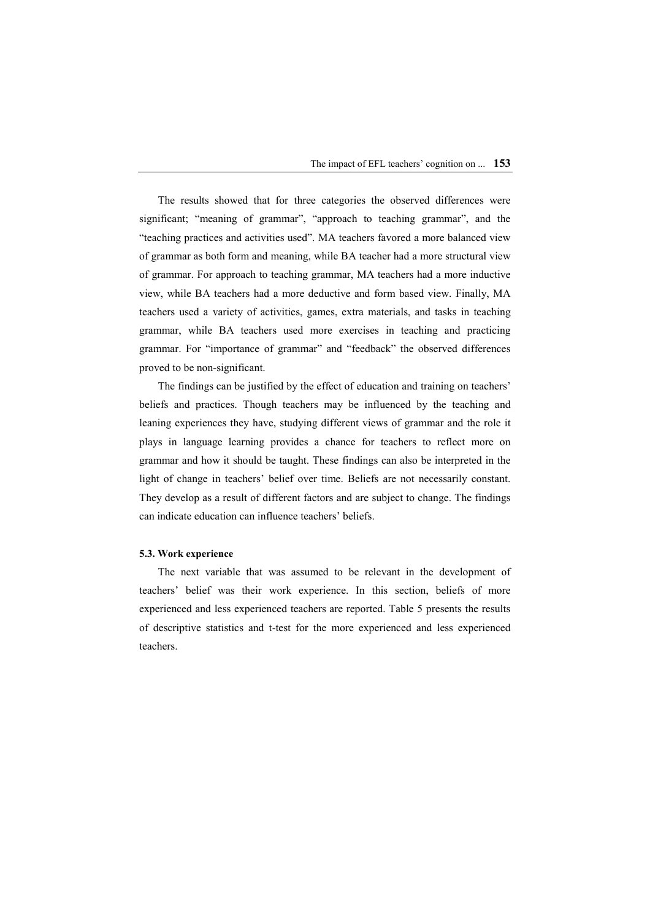The results showed that for three categories the observed differences were significant; “meaning of grammar”, “approach to teaching grammar”, and the “teaching practices and activities used”. MA teachers favored a more balanced view of grammar as both form and meaning, while BA teacher had a more structural view of grammar. For approach to teaching grammar, MA teachers had a more inductive view, while BA teachers had a more deductive and form based view. Finally, MA teachers used a variety of activities, games, extra materials, and tasks in teaching grammar, while BA teachers used more exercises in teaching and practicing grammar. For “importance of grammar” and “feedback” the observed differences proved to be non-significant.

The findings can be justified by the effect of education and training on teachers' beliefs and practices. Though teachers may be influenced by the teaching and leaning experiences they have, studying different views of grammar and the role it plays in language learning provides a chance for teachers to reflect more on grammar and how it should be taught. These findings can also be interpreted in the light of change in teachers' belief over time. Beliefs are not necessarily constant. They develop as a result of different factors and are subject to change. The findings can indicate education can influence teachers' beliefs.

### 5.3. Work experience

The next variable that was assumed to be relevant in the development of teachers' belief was their work experience. In this section, beliefs of more experienced and less experienced teachers are reported. Table 5 presents the results of descriptive statistics and t-test for the more experienced and less experienced teachers.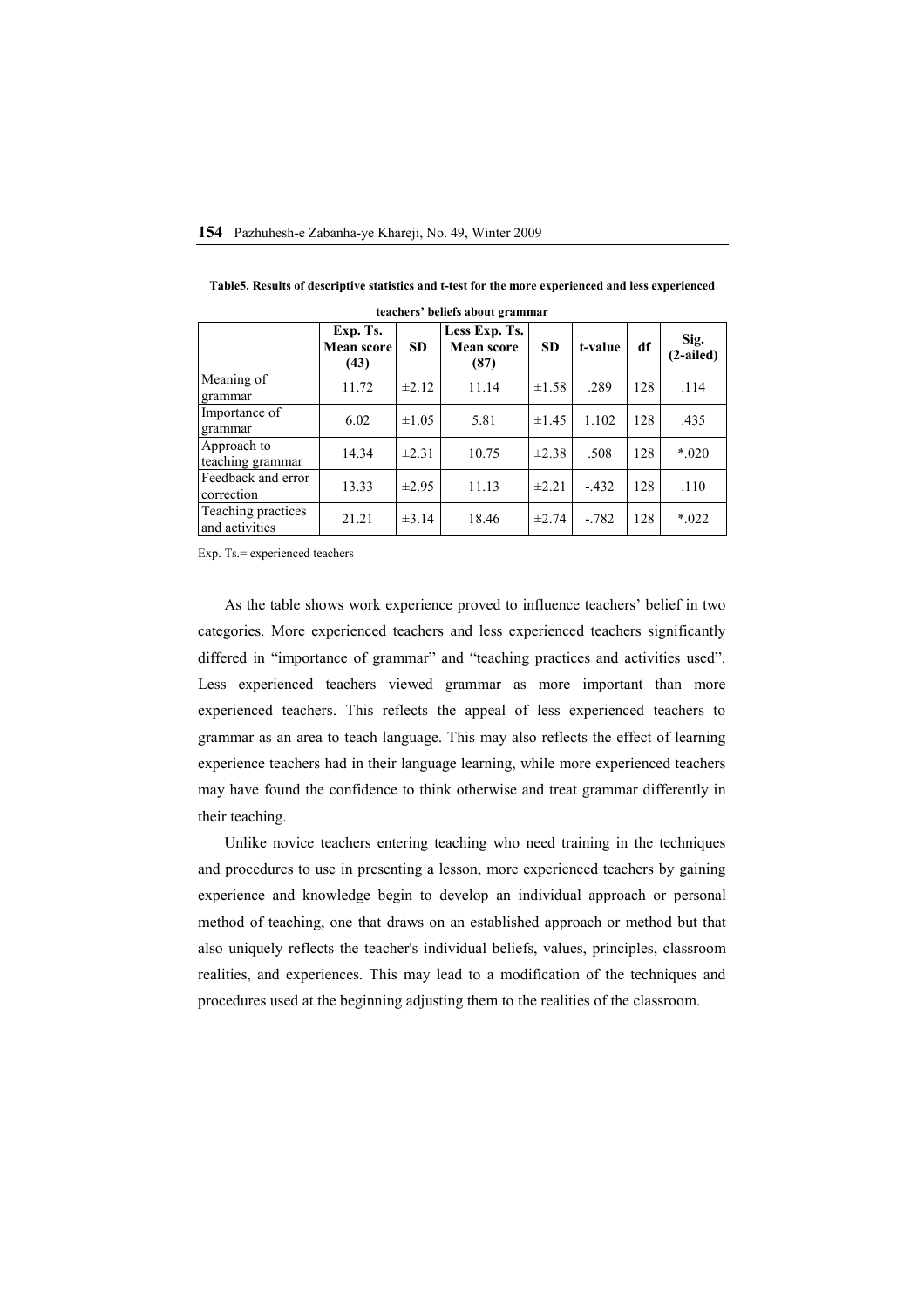**Table5. Results of descriptive statistics and t-test for the more experienced and less experienced teachers' beliefs about grammar**

| | Exp. Ts. Mean score (43) | SD | Less Exp. Ts. Mean score (87) | SD | t-value | df | Sig. (2-ailed) |
|---|---|---|---|---|---|---|---|
| Meaning of grammar | 11.72 | ±2.12 | 11.14 | ±1.58 | .289 | 128 | .114 |
| Importance of grammar | 6.02 | ±1.05 | 5.81 | ±1.45 | 1.102 | 128 | .435 |
| Approach to teaching grammar | 14.34 | ±2.31 | 10.75 | ±2.38 | .508 | 128 | *.020 |
| Feedback and error correction | 13.33 | ±2.95 | 11.13 | ±2.21 | -.432 | 128 | .110 |
| Teaching practices and activities | 21.21 | ±3.14 | 18.46 | ±2.74 | -.782 | 128 | *.022 |

Exp. Ts.= experienced teachers

As the table shows work experience proved to influence teachers' belief in two categories. More experienced teachers and less experienced teachers significantly differed in "importance of grammar" and "teaching practices and activities used". Less experienced teachers viewed grammar as more important than more experienced teachers. This reflects the appeal of less experienced teachers to grammar as an area to teach language. This may also reflects the effect of learning experience teachers had in their language learning, while more experienced teachers may have found the confidence to think otherwise and treat grammar differently in their teaching.

Unlike novice teachers entering teaching who need training in the techniques and procedures to use in presenting a lesson, more experienced teachers by gaining experience and knowledge begin to develop an individual approach or personal method of teaching, one that draws on an established approach or method but that also uniquely reflects the teacher's individual beliefs, values, principles, classroom realities, and experiences. This may lead to a modification of the techniques and procedures used at the beginning adjusting them to the realities of the classroom.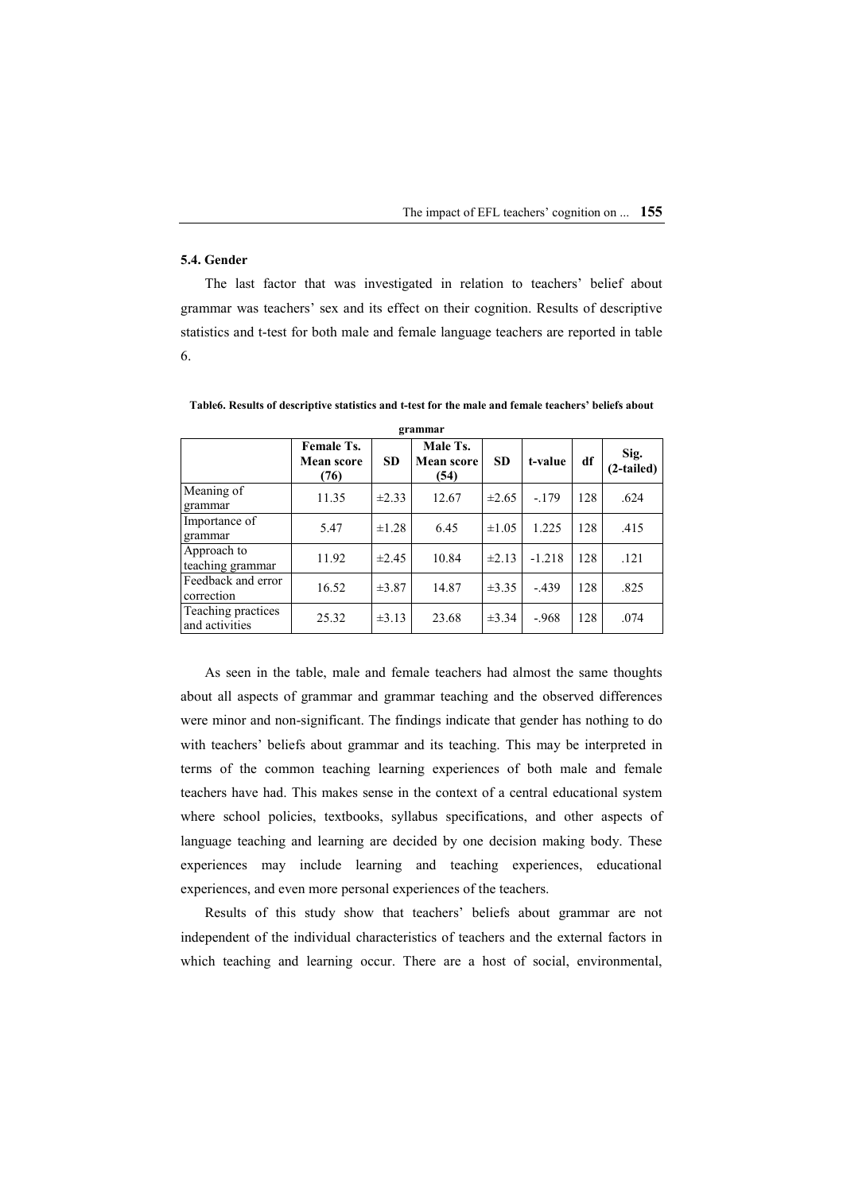### 5.4. Gender

The last factor that was investigated in relation to teachers' belief about grammar was teachers' sex and its effect on their cognition. Results of descriptive statistics and t-test for both male and female language teachers are reported in table 6.

**Table6. Results of descriptive statistics and t-test for the male and female teachers' beliefs about grammar**

| | Female Ts. Mean score (76) | SD | Male Ts. Mean score (54) | SD | t-value | df | Sig. (2-tailed) |
|---|---|---|---|---|---|---|---|
| Meaning of grammar | 11.35 | ±2.33 | 12.67 | ±2.65 | -.179 | 128 | .624 |
| Importance of grammar | 5.47 | ±1.28 | 6.45 | ±1.05 | 1.225 | 128 | .415 |
| Approach to teaching grammar | 11.92 | ±2.45 | 10.84 | ±2.13 | -1.218 | 128 | .121 |
| Feedback and error correction | 16.52 | ±3.87 | 14.87 | ±3.35 | -.439 | 128 | .825 |
| Teaching practices and activities | 25.32 | ±3.13 | 23.68 | ±3.34 | -.968 | 128 | .074 |

As seen in the table, male and female teachers had almost the same thoughts about all aspects of grammar and grammar teaching and the observed differences were minor and non-significant. The findings indicate that gender has nothing to do with teachers' beliefs about grammar and its teaching. This may be interpreted in terms of the common teaching learning experiences of both male and female teachers have had. This makes sense in the context of a central educational system where school policies, textbooks, syllabus specifications, and other aspects of language teaching and learning are decided by one decision making body. These experiences may include learning and teaching experiences, educational experiences, and even more personal experiences of the teachers.

Results of this study show that teachers' beliefs about grammar are not independent of the individual characteristics of teachers and the external factors in which teaching and learning occur. There are a host of social, environmental,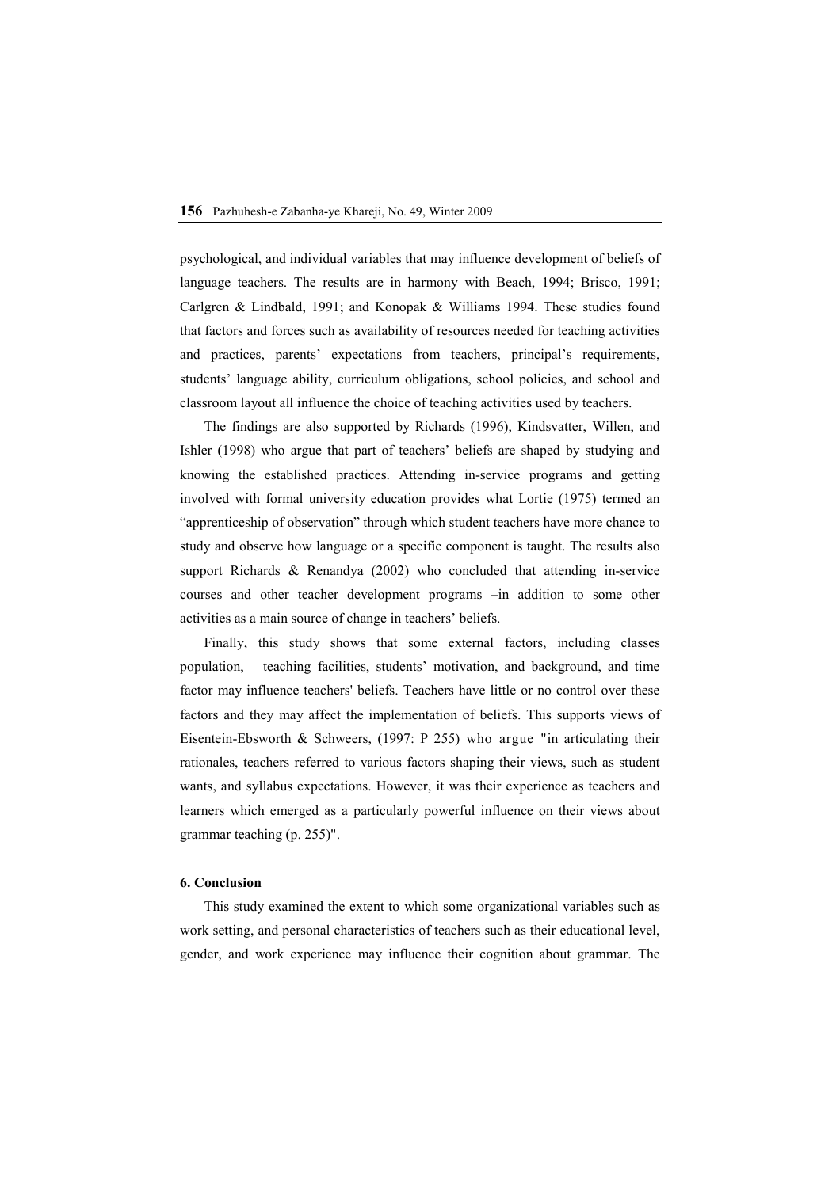psychological, and individual variables that may influence development of beliefs of language teachers. The results are in harmony with Beach, 1994; Brisco, 1991; Carlgren & Lindbald, 1991; and Konopak & Williams 1994. These studies found that factors and forces such as availability of resources needed for teaching activities and practices, parents' expectations from teachers, principal's requirements, students' language ability, curriculum obligations, school policies, and school and classroom layout all influence the choice of teaching activities used by teachers.

The findings are also supported by Richards (1996), Kindsvatter, Willen, and Ishler (1998) who argue that part of teachers' beliefs are shaped by studying and knowing the established practices. Attending in-service programs and getting involved with formal university education provides what Lortie (1975) termed an "apprenticeship of observation" through which student teachers have more chance to study and observe how language or a specific component is taught. The results also support Richards & Renandya (2002) who concluded that attending in-service courses and other teacher development programs –in addition to some other activities as a main source of change in teachers' beliefs.

Finally, this study shows that some external factors, including classes population, teaching facilities, students' motivation, and background, and time factor may influence teachers' beliefs. Teachers have little or no control over these factors and they may affect the implementation of beliefs. This supports views of Eisentein-Ebsworth & Schweers, (1997: P 255) who argue "in articulating their rationales, teachers referred to various factors shaping their views, such as student wants, and syllabus expectations. However, it was their experience as teachers and learners which emerged as a particularly powerful influence on their views about grammar teaching (p. 255)".

## 6. Conclusion

This study examined the extent to which some organizational variables such as work setting, and personal characteristics of teachers such as their educational level, gender, and work experience may influence their cognition about grammar. The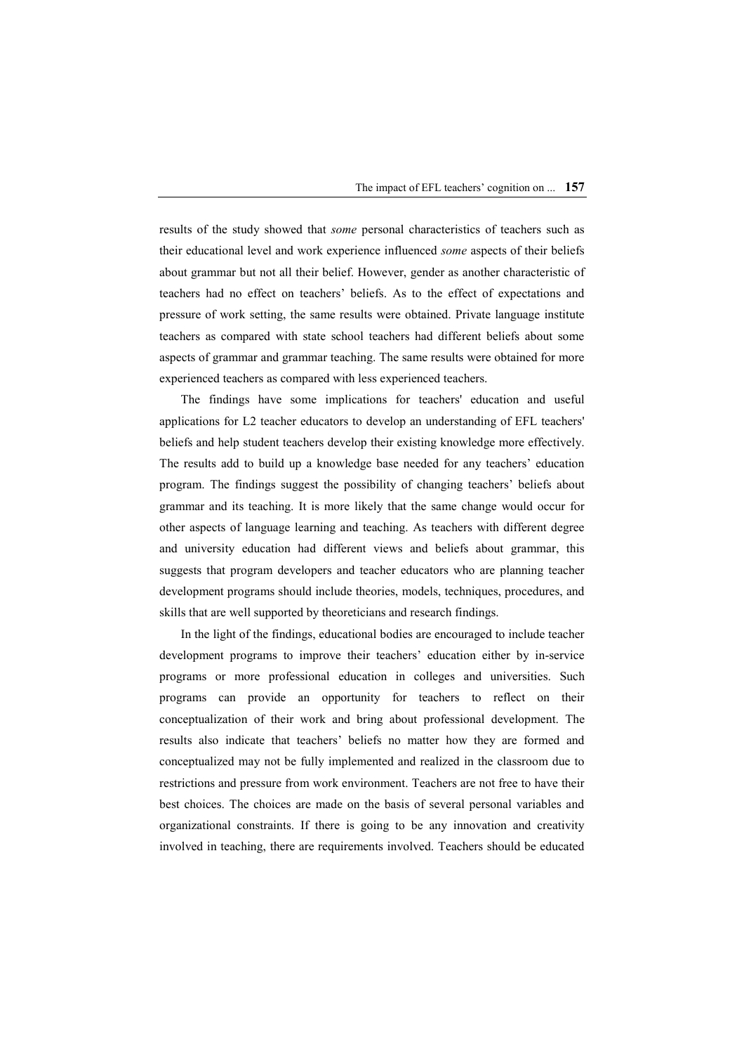results of the study showed that *some* personal characteristics of teachers such as their educational level and work experience influenced *some* aspects of their beliefs about grammar but not all their belief. However, gender as another characteristic of teachers had no effect on teachers' beliefs. As to the effect of expectations and pressure of work setting, the same results were obtained. Private language institute teachers as compared with state school teachers had different beliefs about some aspects of grammar and grammar teaching. The same results were obtained for more experienced teachers as compared with less experienced teachers.

The findings have some implications for teachers' education and useful applications for L2 teacher educators to develop an understanding of EFL teachers' beliefs and help student teachers develop their existing knowledge more effectively. The results add to build up a knowledge base needed for any teachers' education program. The findings suggest the possibility of changing teachers' beliefs about grammar and its teaching. It is more likely that the same change would occur for other aspects of language learning and teaching. As teachers with different degree and university education had different views and beliefs about grammar, this suggests that program developers and teacher educators who are planning teacher development programs should include theories, models, techniques, procedures, and skills that are well supported by theoreticians and research findings.

In the light of the findings, educational bodies are encouraged to include teacher development programs to improve their teachers' education either by in-service programs or more professional education in colleges and universities. Such programs can provide an opportunity for teachers to reflect on their conceptualization of their work and bring about professional development. The results also indicate that teachers' beliefs no matter how they are formed and conceptualized may not be fully implemented and realized in the classroom due to restrictions and pressure from work environment. Teachers are not free to have their best choices. The choices are made on the basis of several personal variables and organizational constraints. If there is going to be any innovation and creativity involved in teaching, there are requirements involved. Teachers should be educated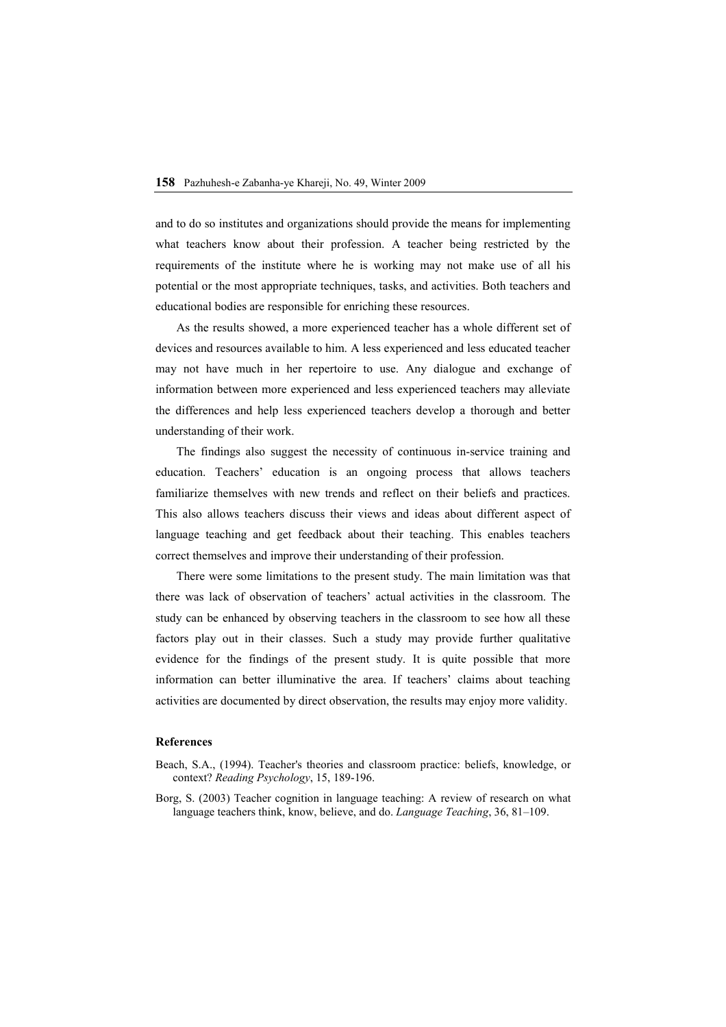and to do so institutes and organizations should provide the means for implementing what teachers know about their profession. A teacher being restricted by the requirements of the institute where he is working may not make use of all his potential or the most appropriate techniques, tasks, and activities. Both teachers and educational bodies are responsible for enriching these resources.

As the results showed, a more experienced teacher has a whole different set of devices and resources available to him. A less experienced and less educated teacher may not have much in her repertoire to use. Any dialogue and exchange of information between more experienced and less experienced teachers may alleviate the differences and help less experienced teachers develop a thorough and better understanding of their work.

The findings also suggest the necessity of continuous in-service training and education. Teachers' education is an ongoing process that allows teachers familiarize themselves with new trends and reflect on their beliefs and practices. This also allows teachers discuss their views and ideas about different aspect of language teaching and get feedback about their teaching. This enables teachers correct themselves and improve their understanding of their profession.

There were some limitations to the present study. The main limitation was that there was lack of observation of teachers' actual activities in the classroom. The study can be enhanced by observing teachers in the classroom to see how all these factors play out in their classes. Such a study may provide further qualitative evidence for the findings of the present study. It is quite possible that more information can better illuminative the area. If teachers' claims about teaching activities are documented by direct observation, the results may enjoy more validity.

### References

Beach, S.A., (1994). Teacher's theories and classroom practice: beliefs, knowledge, or context? *Reading Psychology*, 15, 189-196.

Borg, S. (2003) Teacher cognition in language teaching: A review of research on what language teachers think, know, believe, and do. *Language Teaching*, 36, 81–109.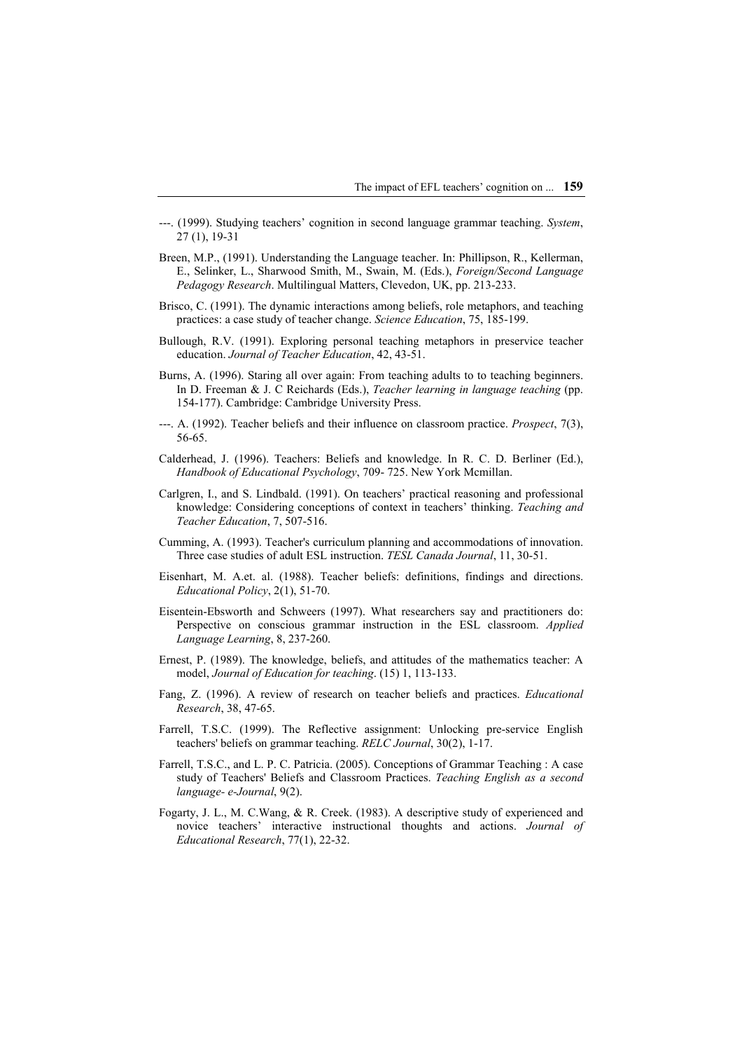---. (1999). Studying teachers' cognition in second language grammar teaching. *System*, 27 (1), 19-31

Breen, M.P., (1991). Understanding the Language teacher. In: Phillipson, R., Kellerman, E., Selinker, L., Sharwood Smith, M., Swain, M. (Eds.), *Foreign/Second Language Pedagogy Research*. Multilingual Matters, Clevedon, UK, pp. 213-233.

Brisco, C. (1991). The dynamic interactions among beliefs, role metaphors, and teaching practices: a case study of teacher change. *Science Education*, 75, 185-199.

Bullough, R.V. (1991). Exploring personal teaching metaphors in preservice teacher education. *Journal of Teacher Education*, 42, 43-51.

Burns, A. (1996). Staring all over again: From teaching adults to to teaching beginners. In D. Freeman & J. C Reichards (Eds.), *Teacher learning in language teaching* (pp. 154-177). Cambridge: Cambridge University Press.

---. A. (1992). Teacher beliefs and their influence on classroom practice. *Prospect*, 7(3), 56-65.

Calderhead, J. (1996). Teachers: Beliefs and knowledge. In R. C. D. Berliner (Ed.), *Handbook of Educational Psychology*, 709- 725. New York Mcmillan.

Carlgren, I., and S. Lindbald. (1991). On teachers' practical reasoning and professional knowledge: Considering conceptions of context in teachers' thinking. *Teaching and Teacher Education*, 7, 507-516.

Cumming, A. (1993). Teacher's curriculum planning and accommodations of innovation. Three case studies of adult ESL instruction. *TESL Canada Journal*, 11, 30-51.

Eisenhart, M. A.et. al. (1988). Teacher beliefs: definitions, findings and directions. *Educational Policy*, 2(1), 51-70.

Eisentein-Ebsworth and Schweers (1997). What researchers say and practitioners do: Perspective on conscious grammar instruction in the ESL classroom. *Applied Language Learning*, 8, 237-260.

Ernest, P. (1989). The knowledge, beliefs, and attitudes of the mathematics teacher: A model, *Journal of Education for teaching*. (15) 1, 113-133.

Fang, Z. (1996). A review of research on teacher beliefs and practices. *Educational Research*, 38, 47-65.

Farrell, T.S.C. (1999). The Reflective assignment: Unlocking pre-service English teachers' beliefs on grammar teaching. *RELC Journal*, 30(2), 1-17.

Farrell, T.S.C., and L. P. C. Patricia. (2005). Conceptions of Grammar Teaching : A case study of Teachers' Beliefs and Classroom Practices. *Teaching English as a second language- e-Journal*, 9(2).

Fogarty, J. L., M. C.Wang, & R. Creek. (1983). A descriptive study of experienced and novice teachers' interactive instructional thoughts and actions. *Journal of Educational Research*, 77(1), 22-32.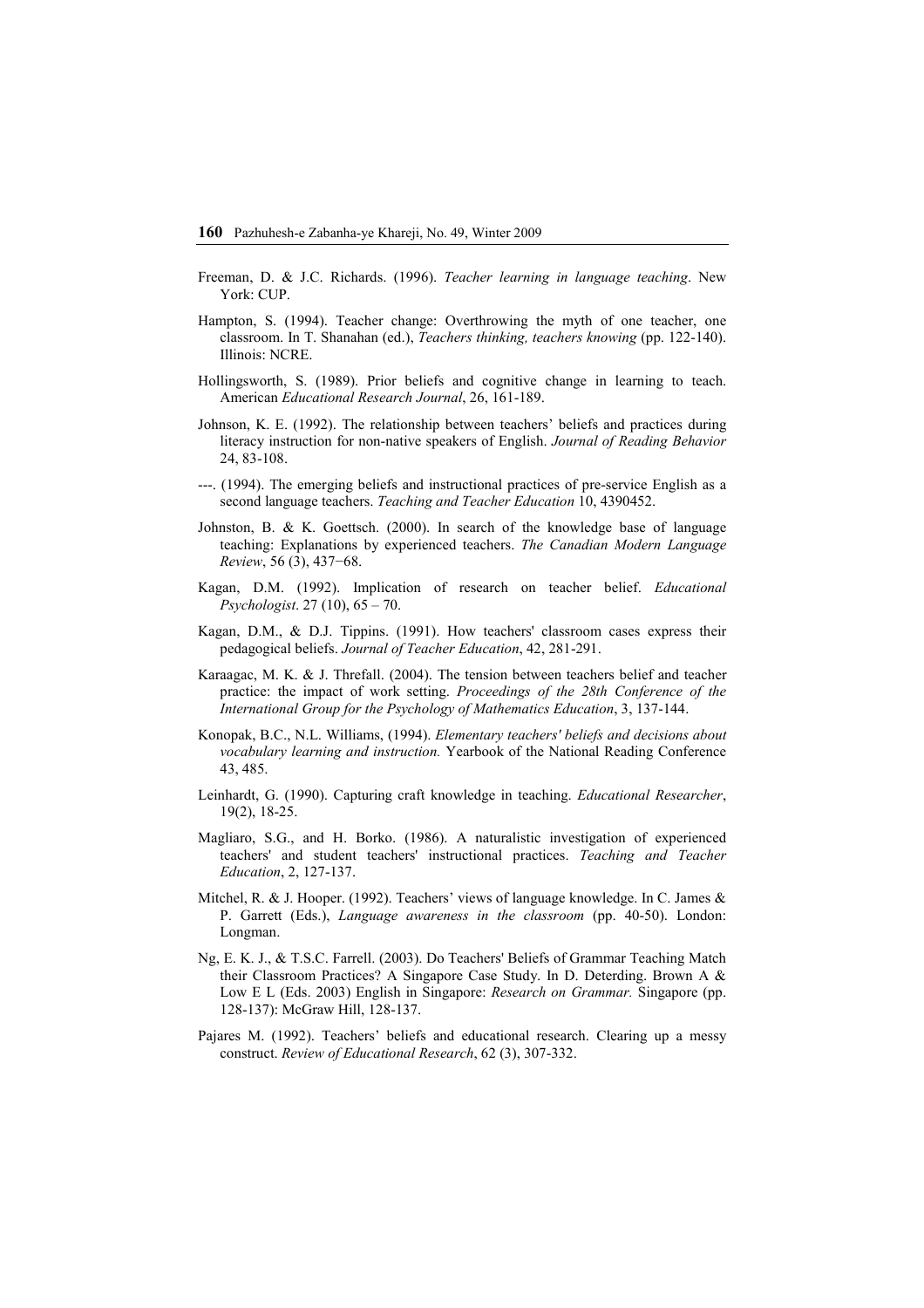Freeman, D. & J.C. Richards. (1996). *Teacher learning in language teaching*. New York: CUP.

Hampton, S. (1994). Teacher change: Overthrowing the myth of one teacher, one classroom. In T. Shanahan (ed.), *Teachers thinking, teachers knowing* (pp. 122-140). Illinois: NCRE.

Hollingsworth, S. (1989). Prior beliefs and cognitive change in learning to teach. American *Educational Research Journal*, 26, 161-189.

Johnson, K. E. (1992). The relationship between teachers' beliefs and practices during literacy instruction for non-native speakers of English. *Journal of Reading Behavior* 24, 83-108.

---. (1994). The emerging beliefs and instructional practices of pre-service English as a second language teachers. *Teaching and Teacher Education* 10, 4390452.

Johnston, B. & K. Goettsch. (2000). In search of the knowledge base of language teaching: Explanations by experienced teachers. *The Canadian Modern Language Review*, 56 (3), 437−68.

Kagan, D.M. (1992). Implication of research on teacher belief. *Educational Psychologist*. 27 (10), 65 – 70.

Kagan, D.M., & D.J. Tippins. (1991). How teachers' classroom cases express their pedagogical beliefs. *Journal of Teacher Education*, 42, 281-291.

Karaagac, M. K. & J. Threfall. (2004). The tension between teachers belief and teacher practice: the impact of work setting. *Proceedings of the 28th Conference of the International Group for the Psychology of Mathematics Education*, 3, 137-144.

Konopak, B.C., N.L. Williams, (1994). *Elementary teachers' beliefs and decisions about vocabulary learning and instruction.* Yearbook of the National Reading Conference 43, 485.

Leinhardt, G. (1990). Capturing craft knowledge in teaching. *Educational Researcher*, 19(2), 18-25.

Magliaro, S.G., and H. Borko. (1986). A naturalistic investigation of experienced teachers' and student teachers' instructional practices. *Teaching and Teacher Education*, 2, 127-137.

Mitchel, R. & J. Hooper. (1992). Teachers' views of language knowledge. In C. James & P. Garrett (Eds.), *Language awareness in the classroom* (pp. 40-50). London: Longman.

Ng, E. K. J., & T.S.C. Farrell. (2003). Do Teachers' Beliefs of Grammar Teaching Match their Classroom Practices? A Singapore Case Study. In D. Deterding. Brown A & Low E L (Eds. 2003) English in Singapore: *Research on Grammar.* Singapore (pp. 128-137): McGraw Hill, 128-137.

Pajares M. (1992). Teachers' beliefs and educational research. Clearing up a messy construct. *Review of Educational Research*, 62 (3), 307-332.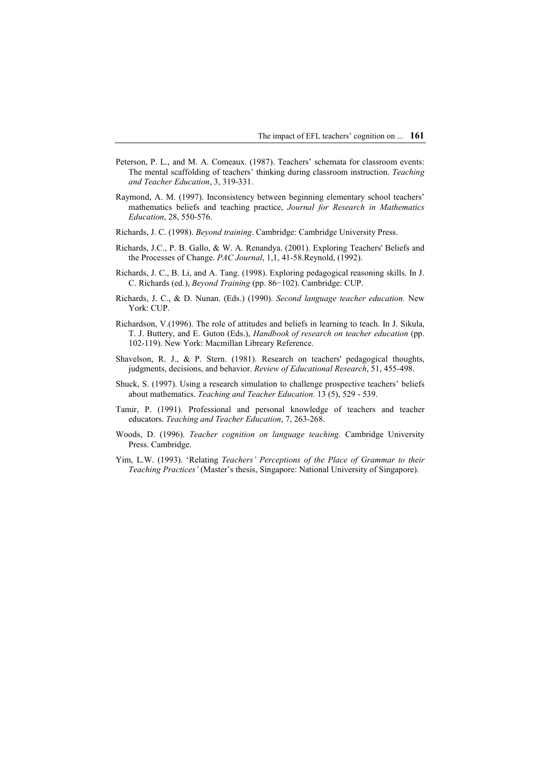Peterson, P. L., and M. A. Comeaux. (1987). Teachers' schemata for classroom events: The mental scaffolding of teachers' thinking during classroom instruction. *Teaching and Teacher Education*, 3, 319-331.

Raymond, A. M. (1997). Inconsistency between beginning elementary school teachers' mathematics beliefs and teaching practice, *Journal for Research in Mathematics Education*, 28, 550-576.

Richards, J. C. (1998). *Beyond training*. Cambridge: Cambridge University Press.

Richards, J.C., P. B. Gallo, & W. A. Renandya. (2001). Exploring Teachers' Beliefs and the Processes of Change. *PAC Journal*, 1,1, 41-58.Reynold, (1992).

Richards, J. C., B. Li, and A. Tang. (1998). Exploring pedagogical reasoning skills. In J. C. Richards (ed.), *Beyond Training* (pp. 86−102). Cambridge: CUP.

Richards, J. C., & D. Nunan. (Eds.) (1990). *Second language teacher education.* New York: CUP.

Richardson, V.(1996). The role of attitudes and beliefs in learning to teach. In J. Sikula, T. J. Buttery, and E. Guton (Eds.), *Handbook of research on teacher education* (pp. 102-119). New York: Macmillan Libreary Reference.

Shavelson, R. J., & P. Stern. (1981). Research on teachers' pedagogical thoughts, judgments, decisions, and behavior. *Review of Educational Research*, 51, 455-498.

Shuck, S. (1997). Using a research simulation to challenge prospective teachers' beliefs about mathematics. *Teaching and Teacher Education.* 13 (5), 529 - 539.

Tamir, P. (1991). Professional and personal knowledge of teachers and teacher educators. *Teaching and Teacher Education*, 7, 263-268.

Woods, D. (1996). *Teacher cognition on language teaching.* Cambridge University Press. Cambridge.

Yim, L.W. (1993). 'Relating *Teachers' Perceptions of the Place of Grammar to their Teaching Practices'* (Master's thesis, Singapore: National University of Singapore).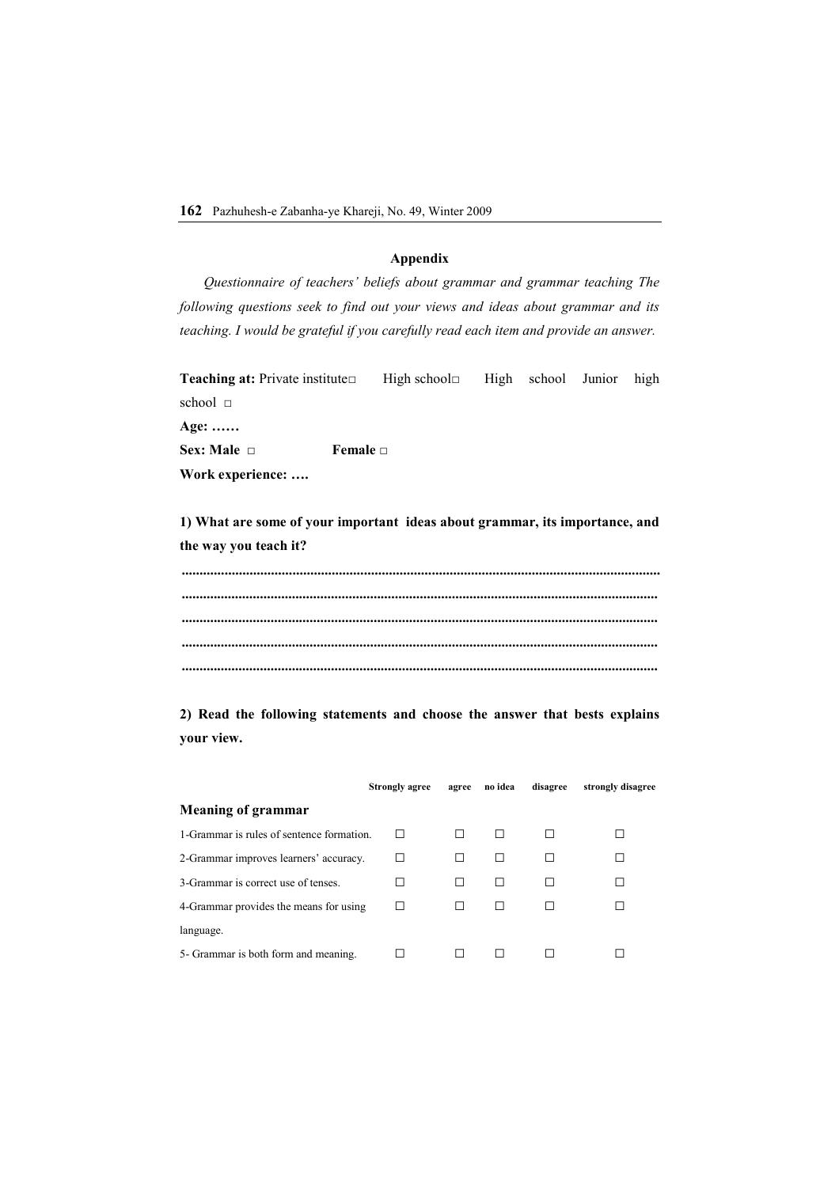## Appendix

*Questionnaire of teachers' beliefs about grammar and grammar teaching The following questions seek to find out your views and ideas about grammar and its teaching. I would be grateful if you carefully read each item and provide an answer.*

**Teaching at:** Private institute□ High school□ High school Junior high school □

**Age: ……**

**Sex: Male □ Female □**

**Work experience: ….**

**1) What are some of your important ideas about grammar, its importance, and the way you teach it?**

......................................................................................................................................

......................................................................................................................................

......................................................................................................................................

......................................................................................................................................

......................................................................................................................................

**2) Read the following statements and choose the answer that bests explains your view.**

| | **Strongly agree** | **agree** | **no idea** | **disagree** | **strongly disagree** |
|---|---|---|---|---|---|
| **Meaning of grammar** | | | | | |
| 1-Grammar is rules of sentence formation. | ☐ | ☐ | ☐ | ☐ | ☐ |
| 2-Grammar improves learners' accuracy. | ☐ | ☐ | ☐ | ☐ | ☐ |
| 3-Grammar is correct use of tenses. | ☐ | ☐ | ☐ | ☐ | ☐ |
| 4-Grammar provides the means for using language. | ☐ | ☐ | ☐ | ☐ | ☐ |
| 5- Grammar is both form and meaning. | ☐ | ☐ | ☐ | ☐ | ☐ |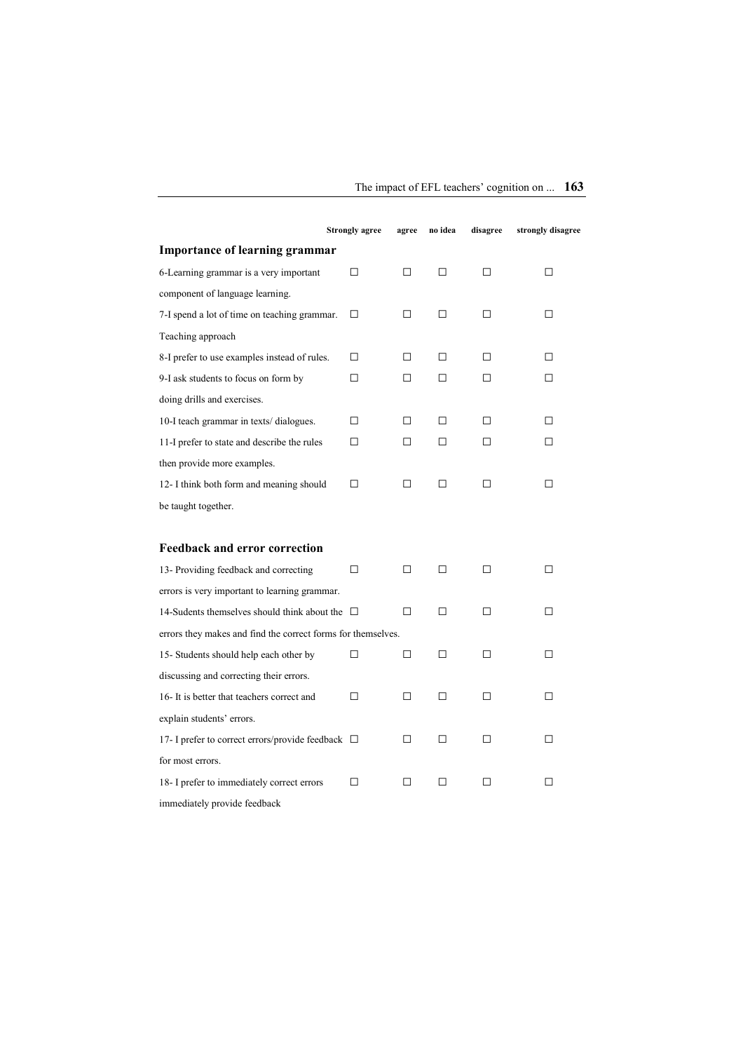| | Strongly agree | agree | no idea | disagree | strongly disagree |
|---|---|---|---|---|---|
| **Importance of learning grammar** | | | | | |
| 6-Learning grammar is a very important component of language learning. | ☐ | ☐ | ☐ | ☐ | ☐ |
| 7-I spend a lot of time on teaching grammar. | ☐ | ☐ | ☐ | ☐ | ☐ |
| Teaching approach | | | | | |
| 8-I prefer to use examples instead of rules. | ☐ | ☐ | ☐ | ☐ | ☐ |
| 9-I ask students to focus on form by doing drills and exercises. | ☐ | ☐ | ☐ | ☐ | ☐ |
| 10-I teach grammar in texts/ dialogues. | ☐ | ☐ | ☐ | ☐ | ☐ |
| 11-I prefer to state and describe the rules then provide more examples. | ☐ | ☐ | ☐ | ☐ | ☐ |
| 12- I think both form and meaning should be taught together. | ☐ | ☐ | ☐ | ☐ | ☐ |
| **Feedback and error correction** | | | | | |
| 13- Providing feedback and correcting errors is very important to learning grammar. | ☐ | ☐ | ☐ | ☐ | ☐ |
| 14-Sudents themselves should think about the errors they makes and find the correct forms for themselves. | ☐ | ☐ | ☐ | ☐ | ☐ |
| 15- Students should help each other by discussing and correcting their errors. | ☐ | ☐ | ☐ | ☐ | ☐ |
| 16- It is better that teachers correct and explain students' errors. | ☐ | ☐ | ☐ | ☐ | ☐ |
| 17- I prefer to correct errors/provide feedback for most errors. | ☐ | ☐ | ☐ | ☐ | ☐ |
| 18- I prefer to immediately correct errors immediately provide feedback | ☐ | ☐ | ☐ | ☐ | ☐ |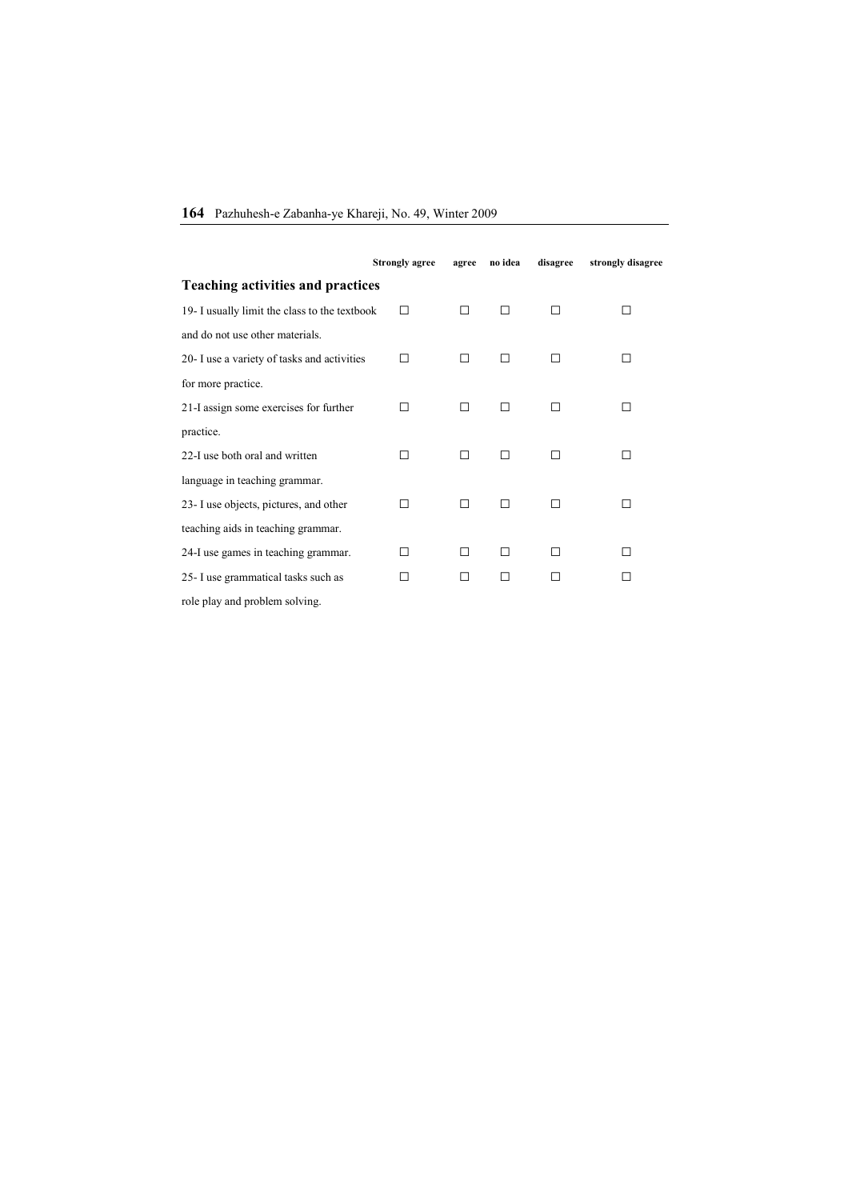| | Strongly agree | agree | no idea | disagree | strongly disagree |
|---|---|---|---|---|---|
| **Teaching activities and practices** | | | | | |
| 19- I usually limit the class to the textbook and do not use other materials. | ☐ | ☐ | ☐ | ☐ | ☐ |
| 20- I use a variety of tasks and activities for more practice. | ☐ | ☐ | ☐ | ☐ | ☐ |
| 21-I assign some exercises for further practice. | ☐ | ☐ | ☐ | ☐ | ☐ |
| 22-I use both oral and written language in teaching grammar. | ☐ | ☐ | ☐ | ☐ | ☐ |
| 23- I use objects, pictures, and other teaching aids in teaching grammar. | ☐ | ☐ | ☐ | ☐ | ☐ |
| 24-I use games in teaching grammar. | ☐ | ☐ | ☐ | ☐ | ☐ |
| 25- I use grammatical tasks such as role play and problem solving. | ☐ | ☐ | ☐ | ☐ | ☐ |